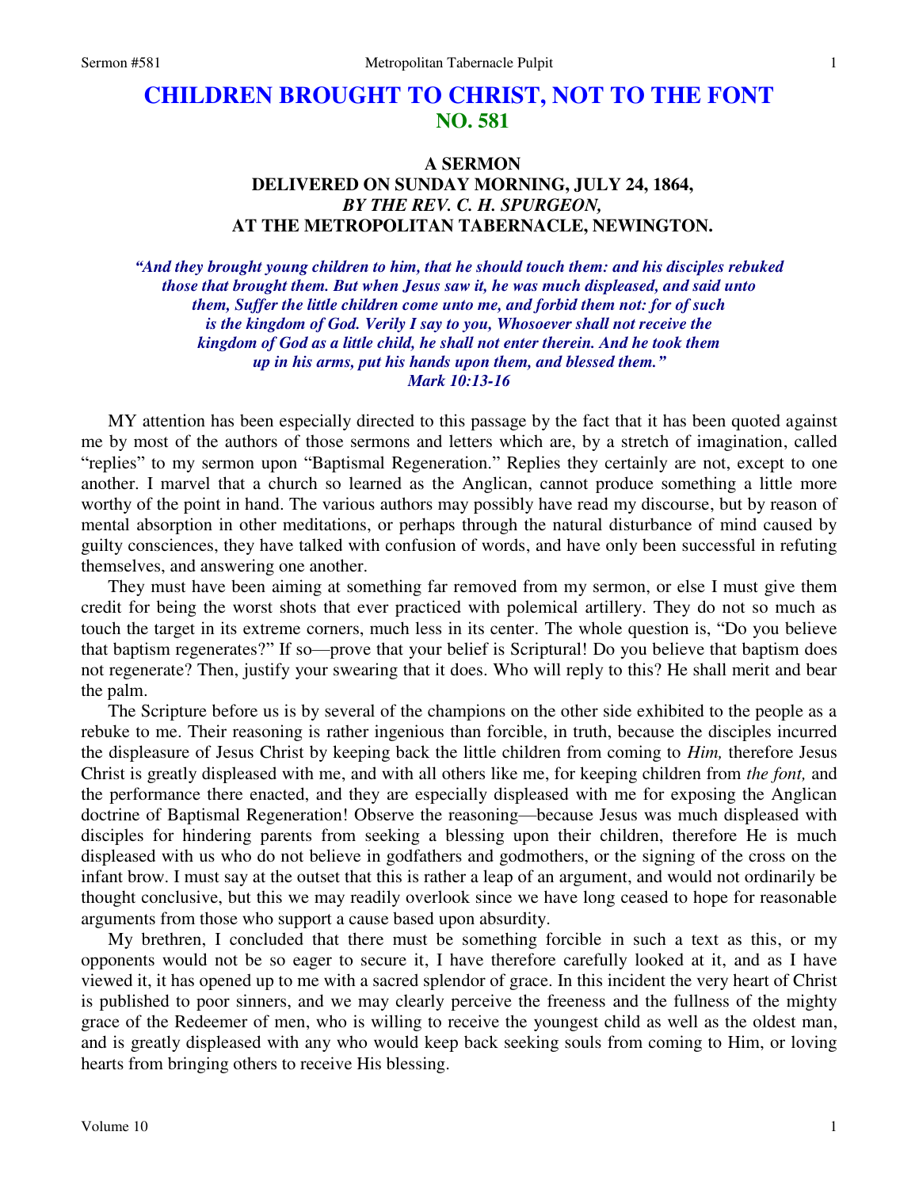# CHILDREN BROUGHT TO CHRIST, NOT TO THE FONT
## NO. 581

### A SERMON
### DELIVERED ON SUNDAY MORNING, JULY 24, 1864,
### *BY THE REV. C. H. SPURGEON,*
### AT THE METROPOLITAN TABERNACLE, NEWINGTON.

*"And they brought young children to him, that he should touch them: and his disciples rebuked those that brought them. But when Jesus saw it, he was much displeased, and said unto them, Suffer the little children come unto me, and forbid them not: for of such is the kingdom of God. Verily I say to you, Whosoever shall not receive the kingdom of God as a little child, he shall not enter therein. And he took them up in his arms, put his hands upon them, and blessed them."*
*Mark 10:13-16*

MY attention has been especially directed to this passage by the fact that it has been quoted against me by most of the authors of those sermons and letters which are, by a stretch of imagination, called "replies" to my sermon upon "Baptismal Regeneration." Replies they certainly are not, except to one another. I marvel that a church so learned as the Anglican, cannot produce something a little more worthy of the point in hand. The various authors may possibly have read my discourse, but by reason of mental absorption in other meditations, or perhaps through the natural disturbance of mind caused by guilty consciences, they have talked with confusion of words, and have only been successful in refuting themselves, and answering one another.

They must have been aiming at something far removed from my sermon, or else I must give them credit for being the worst shots that ever practiced with polemical artillery. They do not so much as touch the target in its extreme corners, much less in its center. The whole question is, "Do you believe that baptism regenerates?" If so—prove that your belief is Scriptural! Do you believe that baptism does not regenerate? Then, justify your swearing that it does. Who will reply to this? He shall merit and bear the palm.

The Scripture before us is by several of the champions on the other side exhibited to the people as a rebuke to me. Their reasoning is rather ingenious than forcible, in truth, because the disciples incurred the displeasure of Jesus Christ by keeping back the little children from coming to *Him,* therefore Jesus Christ is greatly displeased with me, and with all others like me, for keeping children from *the font,* and the performance there enacted, and they are especially displeased with me for exposing the Anglican doctrine of Baptismal Regeneration! Observe the reasoning—because Jesus was much displeased with disciples for hindering parents from seeking a blessing upon their children, therefore He is much displeased with us who do not believe in godfathers and godmothers, or the signing of the cross on the infant brow. I must say at the outset that this is rather a leap of an argument, and would not ordinarily be thought conclusive, but this we may readily overlook since we have long ceased to hope for reasonable arguments from those who support a cause based upon absurdity.

My brethren, I concluded that there must be something forcible in such a text as this, or my opponents would not be so eager to secure it, I have therefore carefully looked at it, and as I have viewed it, it has opened up to me with a sacred splendor of grace. In this incident the very heart of Christ is published to poor sinners, and we may clearly perceive the freeness and the fullness of the mighty grace of the Redeemer of men, who is willing to receive the youngest child as well as the oldest man, and is greatly displeased with any who would keep back seeking souls from coming to Him, or loving hearts from bringing others to receive His blessing.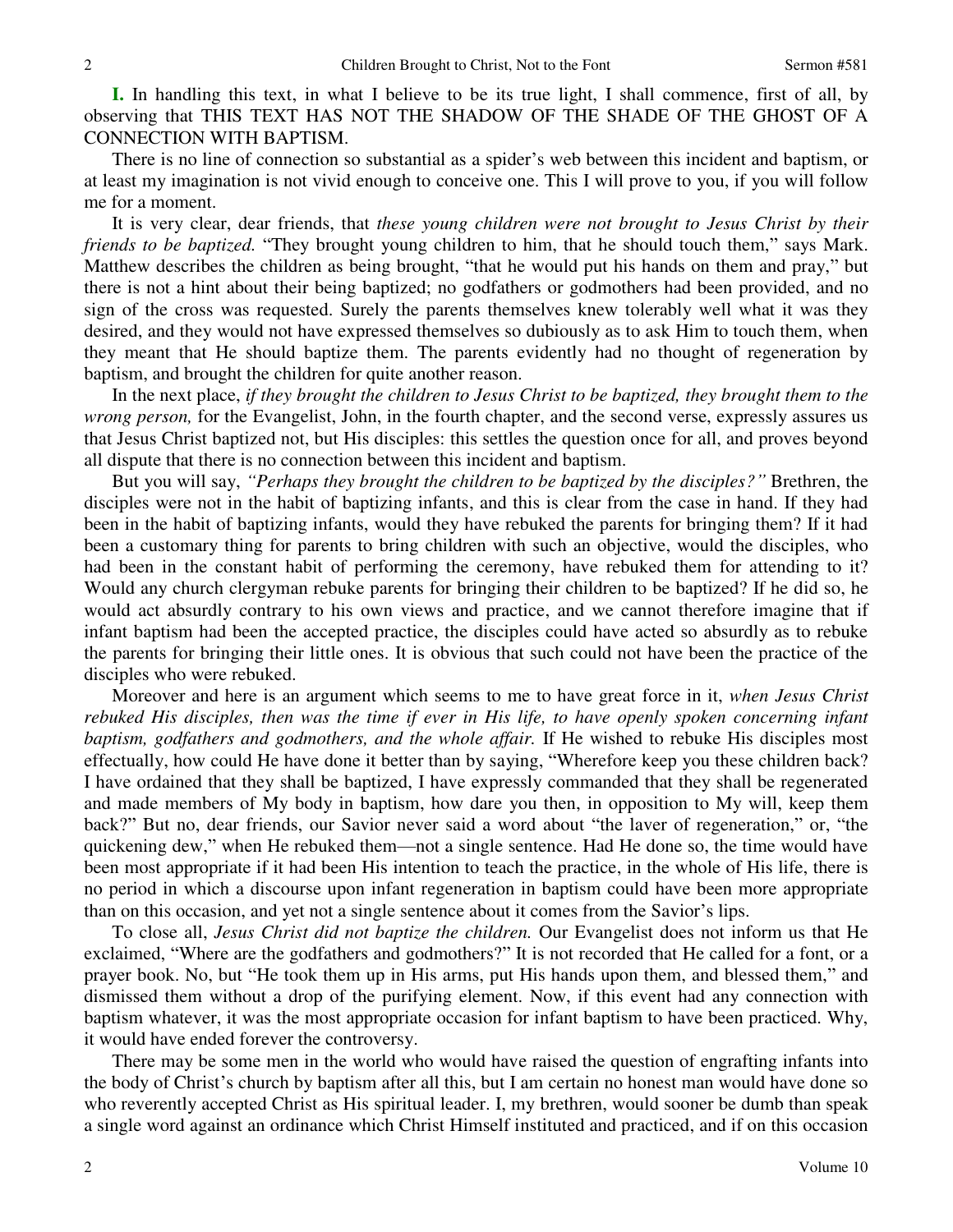**I.** In handling this text, in what I believe to be its true light, I shall commence, first of all, by observing that THIS TEXT HAS NOT THE SHADOW OF THE SHADE OF THE GHOST OF A CONNECTION WITH BAPTISM.

There is no line of connection so substantial as a spider's web between this incident and baptism, or at least my imagination is not vivid enough to conceive one. This I will prove to you, if you will follow me for a moment.

It is very clear, dear friends, that *these young children were not brought to Jesus Christ by their friends to be baptized.* "They brought young children to him, that he should touch them," says Mark. Matthew describes the children as being brought, "that he would put his hands on them and pray," but there is not a hint about their being baptized; no godfathers or godmothers had been provided, and no sign of the cross was requested. Surely the parents themselves knew tolerably well what it was they desired, and they would not have expressed themselves so dubiously as to ask Him to touch them, when they meant that He should baptize them. The parents evidently had no thought of regeneration by baptism, and brought the children for quite another reason.

In the next place, *if they brought the children to Jesus Christ to be baptized, they brought them to the wrong person,* for the Evangelist, John, in the fourth chapter, and the second verse, expressly assures us that Jesus Christ baptized not, but His disciples: this settles the question once for all, and proves beyond all dispute that there is no connection between this incident and baptism.

But you will say, *"Perhaps they brought the children to be baptized by the disciples?"* Brethren, the disciples were not in the habit of baptizing infants, and this is clear from the case in hand. If they had been in the habit of baptizing infants, would they have rebuked the parents for bringing them? If it had been a customary thing for parents to bring children with such an objective, would the disciples, who had been in the constant habit of performing the ceremony, have rebuked them for attending to it? Would any church clergyman rebuke parents for bringing their children to be baptized? If he did so, he would act absurdly contrary to his own views and practice, and we cannot therefore imagine that if infant baptism had been the accepted practice, the disciples could have acted so absurdly as to rebuke the parents for bringing their little ones. It is obvious that such could not have been the practice of the disciples who were rebuked.

Moreover and here is an argument which seems to me to have great force in it, *when Jesus Christ rebuked His disciples, then was the time if ever in His life, to have openly spoken concerning infant baptism, godfathers and godmothers, and the whole affair.* If He wished to rebuke His disciples most effectually, how could He have done it better than by saying, "Wherefore keep you these children back? I have ordained that they shall be baptized, I have expressly commanded that they shall be regenerated and made members of My body in baptism, how dare you then, in opposition to My will, keep them back?" But no, dear friends, our Savior never said a word about "the laver of regeneration," or, "the quickening dew," when He rebuked them—not a single sentence. Had He done so, the time would have been most appropriate if it had been His intention to teach the practice, in the whole of His life, there is no period in which a discourse upon infant regeneration in baptism could have been more appropriate than on this occasion, and yet not a single sentence about it comes from the Savior's lips.

To close all, *Jesus Christ did not baptize the children.* Our Evangelist does not inform us that He exclaimed, "Where are the godfathers and godmothers?" It is not recorded that He called for a font, or a prayer book. No, but "He took them up in His arms, put His hands upon them, and blessed them," and dismissed them without a drop of the purifying element. Now, if this event had any connection with baptism whatever, it was the most appropriate occasion for infant baptism to have been practiced. Why, it would have ended forever the controversy.

There may be some men in the world who would have raised the question of engrafting infants into the body of Christ's church by baptism after all this, but I am certain no honest man would have done so who reverently accepted Christ as His spiritual leader. I, my brethren, would sooner be dumb than speak a single word against an ordinance which Christ Himself instituted and practiced, and if on this occasion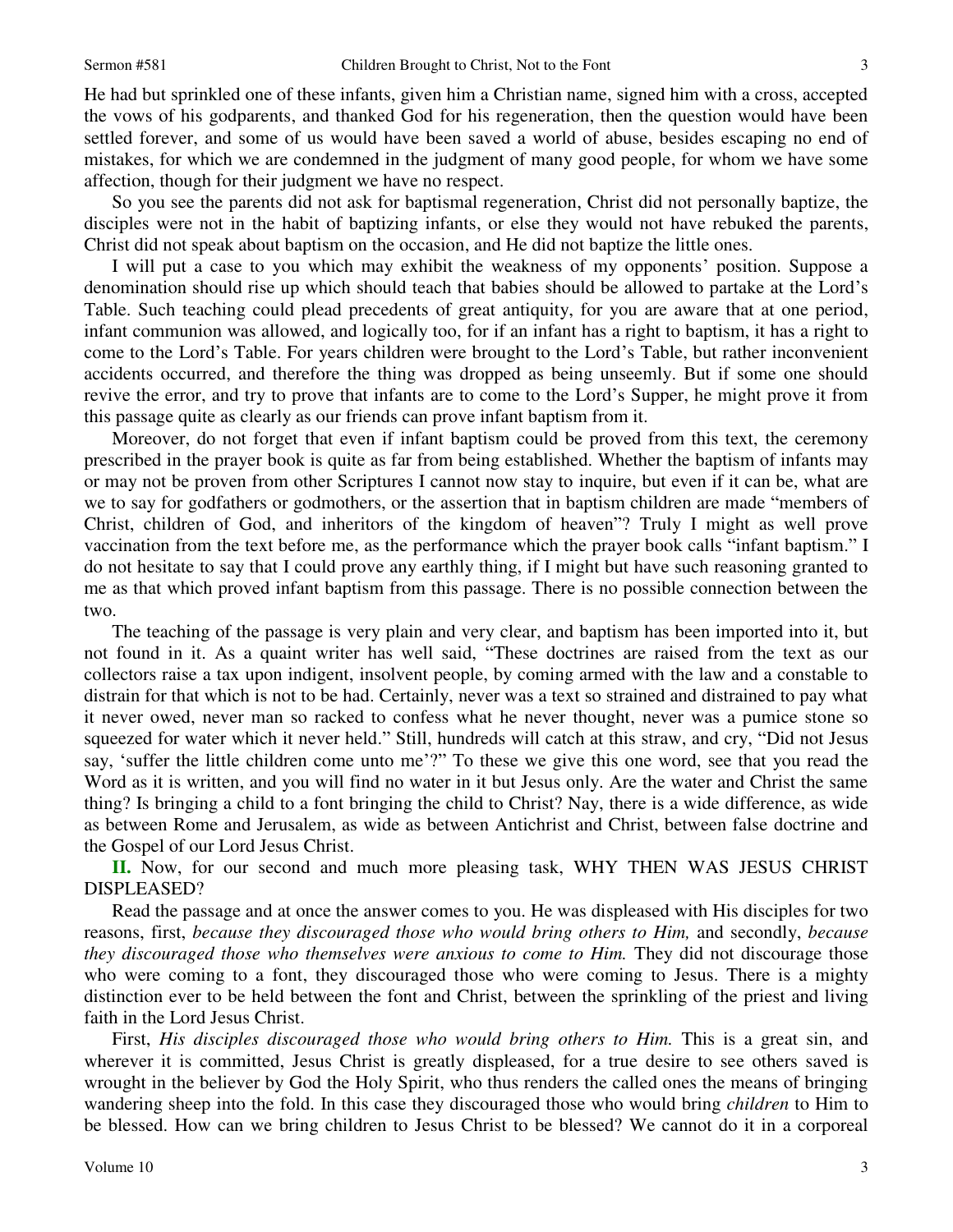He had but sprinkled one of these infants, given him a Christian name, signed him with a cross, accepted the vows of his godparents, and thanked God for his regeneration, then the question would have been settled forever, and some of us would have been saved a world of abuse, besides escaping no end of mistakes, for which we are condemned in the judgment of many good people, for whom we have some affection, though for their judgment we have no respect.

So you see the parents did not ask for baptismal regeneration, Christ did not personally baptize, the disciples were not in the habit of baptizing infants, or else they would not have rebuked the parents, Christ did not speak about baptism on the occasion, and He did not baptize the little ones.

I will put a case to you which may exhibit the weakness of my opponents' position. Suppose a denomination should rise up which should teach that babies should be allowed to partake at the Lord's Table. Such teaching could plead precedents of great antiquity, for you are aware that at one period, infant communion was allowed, and logically too, for if an infant has a right to baptism, it has a right to come to the Lord's Table. For years children were brought to the Lord's Table, but rather inconvenient accidents occurred, and therefore the thing was dropped as being unseemly. But if some one should revive the error, and try to prove that infants are to come to the Lord's Supper, he might prove it from this passage quite as clearly as our friends can prove infant baptism from it.

Moreover, do not forget that even if infant baptism could be proved from this text, the ceremony prescribed in the prayer book is quite as far from being established. Whether the baptism of infants may or may not be proven from other Scriptures I cannot now stay to inquire, but even if it can be, what are we to say for godfathers or godmothers, or the assertion that in baptism children are made "members of Christ, children of God, and inheritors of the kingdom of heaven"? Truly I might as well prove vaccination from the text before me, as the performance which the prayer book calls "infant baptism." I do not hesitate to say that I could prove any earthly thing, if I might but have such reasoning granted to me as that which proved infant baptism from this passage. There is no possible connection between the two.

The teaching of the passage is very plain and very clear, and baptism has been imported into it, but not found in it. As a quaint writer has well said, "These doctrines are raised from the text as our collectors raise a tax upon indigent, insolvent people, by coming armed with the law and a constable to distrain for that which is not to be had. Certainly, never was a text so strained and distrained to pay what it never owed, never man so racked to confess what he never thought, never was a pumice stone so squeezed for water which it never held." Still, hundreds will catch at this straw, and cry, "Did not Jesus say, 'suffer the little children come unto me'?" To these we give this one word, see that you read the Word as it is written, and you will find no water in it but Jesus only. Are the water and Christ the same thing? Is bringing a child to a font bringing the child to Christ? Nay, there is a wide difference, as wide as between Rome and Jerusalem, as wide as between Antichrist and Christ, between false doctrine and the Gospel of our Lord Jesus Christ.

**II.** Now, for our second and much more pleasing task, WHY THEN WAS JESUS CHRIST DISPLEASED?

Read the passage and at once the answer comes to you. He was displeased with His disciples for two reasons, first, *because they discouraged those who would bring others to Him,* and secondly, *because they discouraged those who themselves were anxious to come to Him.* They did not discourage those who were coming to a font, they discouraged those who were coming to Jesus. There is a mighty distinction ever to be held between the font and Christ, between the sprinkling of the priest and living faith in the Lord Jesus Christ.

First, *His disciples discouraged those who would bring others to Him.* This is a great sin, and wherever it is committed, Jesus Christ is greatly displeased, for a true desire to see others saved is wrought in the believer by God the Holy Spirit, who thus renders the called ones the means of bringing wandering sheep into the fold. In this case they discouraged those who would bring *children* to Him to be blessed. How can we bring children to Jesus Christ to be blessed? We cannot do it in a corporeal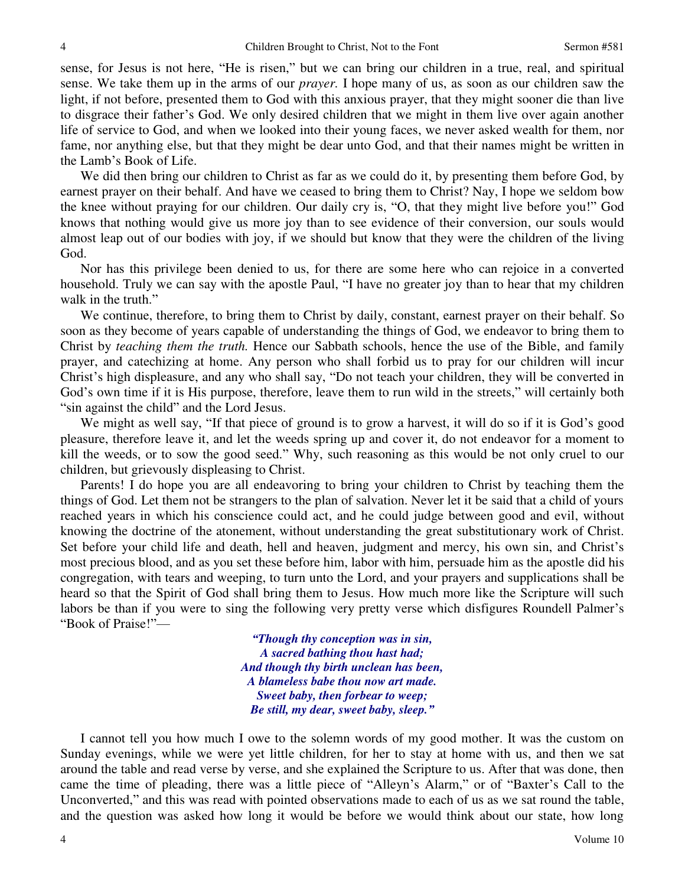sense, for Jesus is not here, "He is risen," but we can bring our children in a true, real, and spiritual sense. We take them up in the arms of our *prayer.* I hope many of us, as soon as our children saw the light, if not before, presented them to God with this anxious prayer, that they might sooner die than live to disgrace their father's God. We only desired children that we might in them live over again another life of service to God, and when we looked into their young faces, we never asked wealth for them, nor fame, nor anything else, but that they might be dear unto God, and that their names might be written in the Lamb's Book of Life.

We did then bring our children to Christ as far as we could do it, by presenting them before God, by earnest prayer on their behalf. And have we ceased to bring them to Christ? Nay, I hope we seldom bow the knee without praying for our children. Our daily cry is, "O, that they might live before you!" God knows that nothing would give us more joy than to see evidence of their conversion, our souls would almost leap out of our bodies with joy, if we should but know that they were the children of the living God.

Nor has this privilege been denied to us, for there are some here who can rejoice in a converted household. Truly we can say with the apostle Paul, "I have no greater joy than to hear that my children walk in the truth."

We continue, therefore, to bring them to Christ by daily, constant, earnest prayer on their behalf. So soon as they become of years capable of understanding the things of God, we endeavor to bring them to Christ by *teaching them the truth.* Hence our Sabbath schools, hence the use of the Bible, and family prayer, and catechizing at home. Any person who shall forbid us to pray for our children will incur Christ's high displeasure, and any who shall say, "Do not teach your children, they will be converted in God's own time if it is His purpose, therefore, leave them to run wild in the streets," will certainly both "sin against the child" and the Lord Jesus.

We might as well say, "If that piece of ground is to grow a harvest, it will do so if it is God's good pleasure, therefore leave it, and let the weeds spring up and cover it, do not endeavor for a moment to kill the weeds, or to sow the good seed." Why, such reasoning as this would be not only cruel to our children, but grievously displeasing to Christ.

Parents! I do hope you are all endeavoring to bring your children to Christ by teaching them the things of God. Let them not be strangers to the plan of salvation. Never let it be said that a child of yours reached years in which his conscience could act, and he could judge between good and evil, without knowing the doctrine of the atonement, without understanding the great substitutionary work of Christ. Set before your child life and death, hell and heaven, judgment and mercy, his own sin, and Christ's most precious blood, and as you set these before him, labor with him, persuade him as the apostle did his congregation, with tears and weeping, to turn unto the Lord, and your prayers and supplications shall be heard so that the Spirit of God shall bring them to Jesus. How much more like the Scripture will such labors be than if you were to sing the following very pretty verse which disfigures Roundell Palmer's "Book of Praise!"—

> ***"Though thy conception was in sin,***
> ***A sacred bathing thou hast had;***
> ***And though thy birth unclean has been,***
> ***A blameless babe thou now art made.***
> ***Sweet baby, then forbear to weep;***
> ***Be still, my dear, sweet baby, sleep."***

I cannot tell you how much I owe to the solemn words of my good mother. It was the custom on Sunday evenings, while we were yet little children, for her to stay at home with us, and then we sat around the table and read verse by verse, and she explained the Scripture to us. After that was done, then came the time of pleading, there was a little piece of "Alleyn's Alarm," or of "Baxter's Call to the Unconverted," and this was read with pointed observations made to each of us as we sat round the table, and the question was asked how long it would be before we would think about our state, how long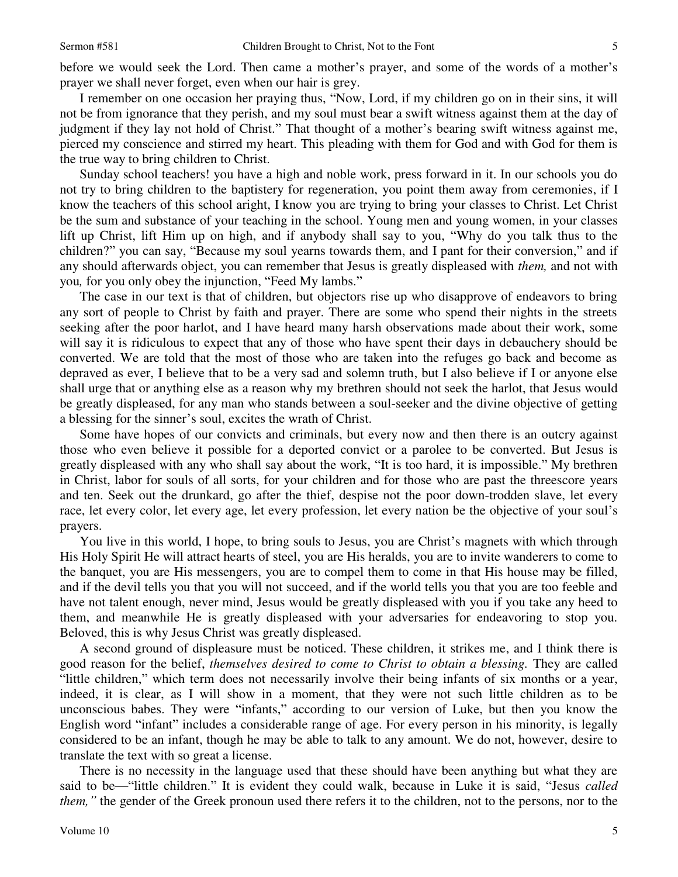before we would seek the Lord. Then came a mother's prayer, and some of the words of a mother's prayer we shall never forget, even when our hair is grey.

I remember on one occasion her praying thus, "Now, Lord, if my children go on in their sins, it will not be from ignorance that they perish, and my soul must bear a swift witness against them at the day of judgment if they lay not hold of Christ." That thought of a mother's bearing swift witness against me, pierced my conscience and stirred my heart. This pleading with them for God and with God for them is the true way to bring children to Christ.

Sunday school teachers! you have a high and noble work, press forward in it. In our schools you do not try to bring children to the baptistery for regeneration, you point them away from ceremonies, if I know the teachers of this school aright, I know you are trying to bring your classes to Christ. Let Christ be the sum and substance of your teaching in the school. Young men and young women, in your classes lift up Christ, lift Him up on high, and if anybody shall say to you, "Why do you talk thus to the children?" you can say, "Because my soul yearns towards them, and I pant for their conversion," and if any should afterwards object, you can remember that Jesus is greatly displeased with *them,* and not with you*,* for you only obey the injunction, "Feed My lambs."

The case in our text is that of children, but objectors rise up who disapprove of endeavors to bring any sort of people to Christ by faith and prayer. There are some who spend their nights in the streets seeking after the poor harlot, and I have heard many harsh observations made about their work, some will say it is ridiculous to expect that any of those who have spent their days in debauchery should be converted. We are told that the most of those who are taken into the refuges go back and become as depraved as ever, I believe that to be a very sad and solemn truth, but I also believe if I or anyone else shall urge that or anything else as a reason why my brethren should not seek the harlot, that Jesus would be greatly displeased, for any man who stands between a soul-seeker and the divine objective of getting a blessing for the sinner's soul, excites the wrath of Christ.

Some have hopes of our convicts and criminals, but every now and then there is an outcry against those who even believe it possible for a deported convict or a parolee to be converted. But Jesus is greatly displeased with any who shall say about the work, "It is too hard, it is impossible." My brethren in Christ, labor for souls of all sorts, for your children and for those who are past the threescore years and ten. Seek out the drunkard, go after the thief, despise not the poor down-trodden slave, let every race, let every color, let every age, let every profession, let every nation be the objective of your soul's prayers.

You live in this world, I hope, to bring souls to Jesus, you are Christ's magnets with which through His Holy Spirit He will attract hearts of steel, you are His heralds, you are to invite wanderers to come to the banquet, you are His messengers, you are to compel them to come in that His house may be filled, and if the devil tells you that you will not succeed, and if the world tells you that you are too feeble and have not talent enough, never mind, Jesus would be greatly displeased with you if you take any heed to them, and meanwhile He is greatly displeased with your adversaries for endeavoring to stop you. Beloved, this is why Jesus Christ was greatly displeased.

A second ground of displeasure must be noticed. These children, it strikes me, and I think there is good reason for the belief, *themselves desired to come to Christ to obtain a blessing.* They are called "little children," which term does not necessarily involve their being infants of six months or a year, indeed, it is clear, as I will show in a moment, that they were not such little children as to be unconscious babes. They were "infants," according to our version of Luke, but then you know the English word "infant" includes a considerable range of age. For every person in his minority, is legally considered to be an infant, though he may be able to talk to any amount. We do not, however, desire to translate the text with so great a license.

There is no necessity in the language used that these should have been anything but what they are said to be—"little children." It is evident they could walk, because in Luke it is said, "Jesus *called them,"* the gender of the Greek pronoun used there refers it to the children, not to the persons, nor to the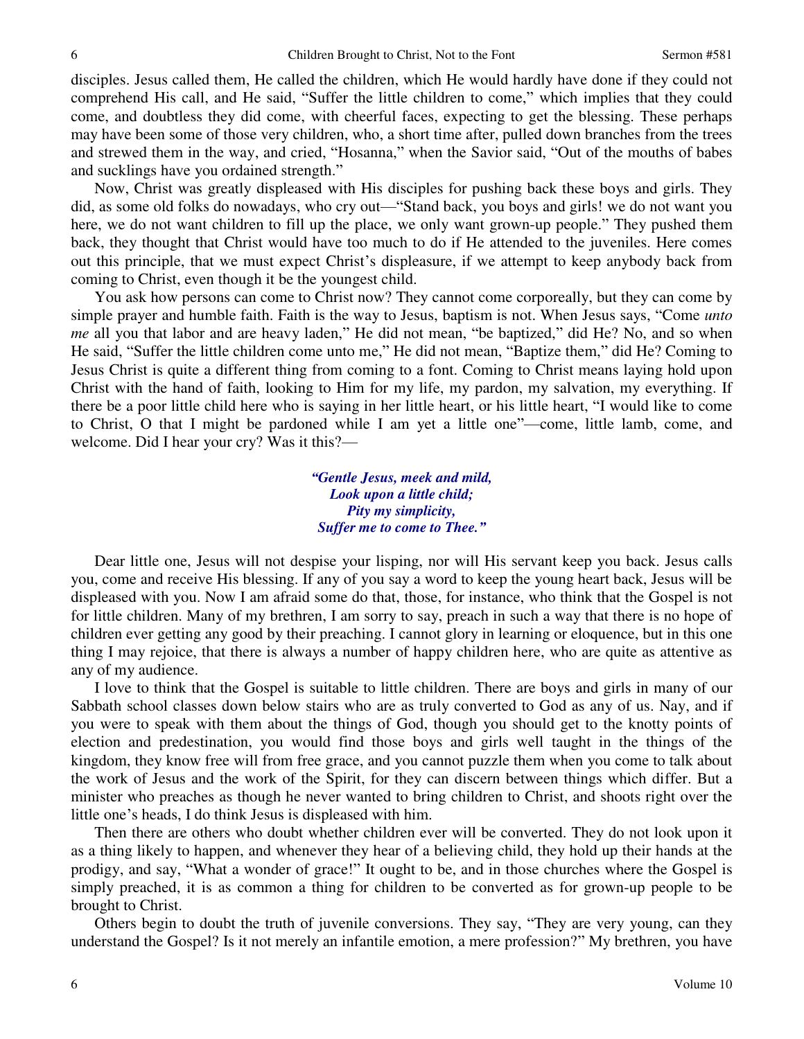disciples. Jesus called them, He called the children, which He would hardly have done if they could not comprehend His call, and He said, "Suffer the little children to come," which implies that they could come, and doubtless they did come, with cheerful faces, expecting to get the blessing. These perhaps may have been some of those very children, who, a short time after, pulled down branches from the trees and strewed them in the way, and cried, "Hosanna," when the Savior said, "Out of the mouths of babes and sucklings have you ordained strength."

Now, Christ was greatly displeased with His disciples for pushing back these boys and girls. They did, as some old folks do nowadays, who cry out—"Stand back, you boys and girls! we do not want you here, we do not want children to fill up the place, we only want grown-up people." They pushed them back, they thought that Christ would have too much to do if He attended to the juveniles. Here comes out this principle, that we must expect Christ's displeasure, if we attempt to keep anybody back from coming to Christ, even though it be the youngest child.

You ask how persons can come to Christ now? They cannot come corporeally, but they can come by simple prayer and humble faith. Faith is the way to Jesus, baptism is not. When Jesus says, "Come *unto me* all you that labor and are heavy laden," He did not mean, "be baptized," did He? No, and so when He said, "Suffer the little children come unto me," He did not mean, "Baptize them," did He? Coming to Jesus Christ is quite a different thing from coming to a font. Coming to Christ means laying hold upon Christ with the hand of faith, looking to Him for my life, my pardon, my salvation, my everything. If there be a poor little child here who is saying in her little heart, or his little heart, "I would like to come to Christ, O that I might be pardoned while I am yet a little one"—come, little lamb, come, and welcome. Did I hear your cry? Was it this?—

> ***"Gentle Jesus, meek and mild,***
> ***Look upon a little child;***
> ***Pity my simplicity,***
> ***Suffer me to come to Thee."***

Dear little one, Jesus will not despise your lisping, nor will His servant keep you back. Jesus calls you, come and receive His blessing. If any of you say a word to keep the young heart back, Jesus will be displeased with you. Now I am afraid some do that, those, for instance, who think that the Gospel is not for little children. Many of my brethren, I am sorry to say, preach in such a way that there is no hope of children ever getting any good by their preaching. I cannot glory in learning or eloquence, but in this one thing I may rejoice, that there is always a number of happy children here, who are quite as attentive as any of my audience.

I love to think that the Gospel is suitable to little children. There are boys and girls in many of our Sabbath school classes down below stairs who are as truly converted to God as any of us. Nay, and if you were to speak with them about the things of God, though you should get to the knotty points of election and predestination, you would find those boys and girls well taught in the things of the kingdom, they know free will from free grace, and you cannot puzzle them when you come to talk about the work of Jesus and the work of the Spirit, for they can discern between things which differ. But a minister who preaches as though he never wanted to bring children to Christ, and shoots right over the little one's heads, I do think Jesus is displeased with him.

Then there are others who doubt whether children ever will be converted. They do not look upon it as a thing likely to happen, and whenever they hear of a believing child, they hold up their hands at the prodigy, and say, "What a wonder of grace!" It ought to be, and in those churches where the Gospel is simply preached, it is as common a thing for children to be converted as for grown-up people to be brought to Christ.

Others begin to doubt the truth of juvenile conversions. They say, "They are very young, can they understand the Gospel? Is it not merely an infantile emotion, a mere profession?" My brethren, you have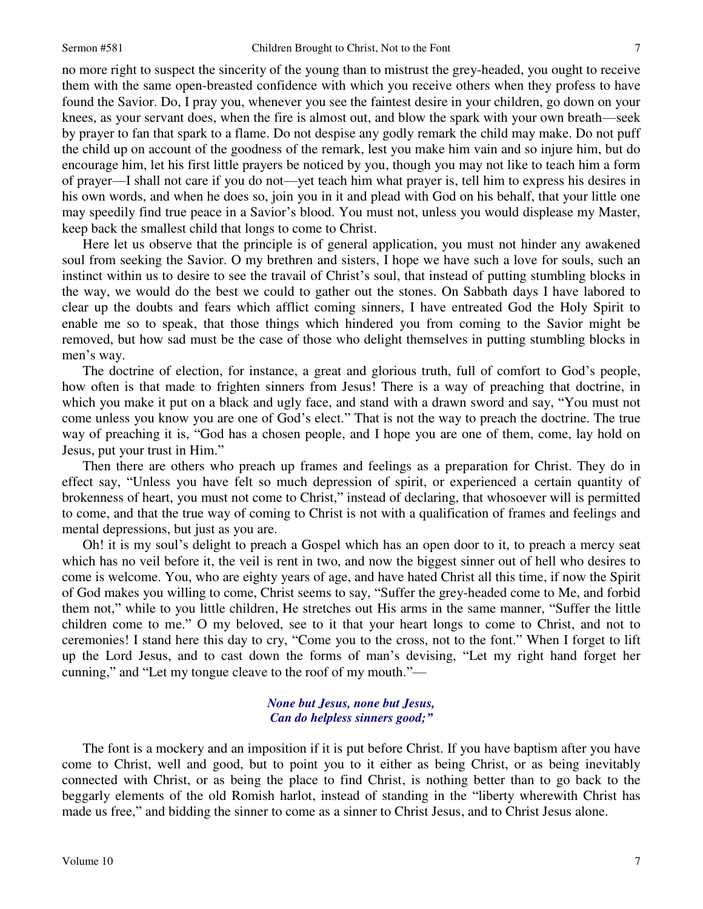no more right to suspect the sincerity of the young than to mistrust the grey-headed, you ought to receive them with the same open-breasted confidence with which you receive others when they profess to have found the Savior. Do, I pray you, whenever you see the faintest desire in your children, go down on your knees, as your servant does, when the fire is almost out, and blow the spark with your own breath—seek by prayer to fan that spark to a flame. Do not despise any godly remark the child may make. Do not puff the child up on account of the goodness of the remark, lest you make him vain and so injure him, but do encourage him, let his first little prayers be noticed by you, though you may not like to teach him a form of prayer—I shall not care if you do not—yet teach him what prayer is, tell him to express his desires in his own words, and when he does so, join you in it and plead with God on his behalf, that your little one may speedily find true peace in a Savior's blood. You must not, unless you would displease my Master, keep back the smallest child that longs to come to Christ.

Here let us observe that the principle is of general application, you must not hinder any awakened soul from seeking the Savior. O my brethren and sisters, I hope we have such a love for souls, such an instinct within us to desire to see the travail of Christ's soul, that instead of putting stumbling blocks in the way, we would do the best we could to gather out the stones. On Sabbath days I have labored to clear up the doubts and fears which afflict coming sinners, I have entreated God the Holy Spirit to enable me so to speak, that those things which hindered you from coming to the Savior might be removed, but how sad must be the case of those who delight themselves in putting stumbling blocks in men's way.

The doctrine of election, for instance, a great and glorious truth, full of comfort to God's people, how often is that made to frighten sinners from Jesus! There is a way of preaching that doctrine, in which you make it put on a black and ugly face, and stand with a drawn sword and say, "You must not come unless you know you are one of God's elect." That is not the way to preach the doctrine. The true way of preaching it is, "God has a chosen people, and I hope you are one of them, come, lay hold on Jesus, put your trust in Him."

Then there are others who preach up frames and feelings as a preparation for Christ. They do in effect say, "Unless you have felt so much depression of spirit, or experienced a certain quantity of brokenness of heart, you must not come to Christ," instead of declaring, that whosoever will is permitted to come, and that the true way of coming to Christ is not with a qualification of frames and feelings and mental depressions, but just as you are.

Oh! it is my soul's delight to preach a Gospel which has an open door to it, to preach a mercy seat which has no veil before it, the veil is rent in two, and now the biggest sinner out of hell who desires to come is welcome. You, who are eighty years of age, and have hated Christ all this time, if now the Spirit of God makes you willing to come, Christ seems to say, "Suffer the grey-headed come to Me, and forbid them not," while to you little children, He stretches out His arms in the same manner, "Suffer the little children come to me." O my beloved, see to it that your heart longs to come to Christ, and not to ceremonies! I stand here this day to cry, "Come you to the cross, not to the font." When I forget to lift up the Lord Jesus, and to cast down the forms of man's devising, "Let my right hand forget her cunning," and "Let my tongue cleave to the roof of my mouth."—

*None but Jesus, none but Jesus,*
*Can do helpless sinners good;"*

The font is a mockery and an imposition if it is put before Christ. If you have baptism after you have come to Christ, well and good, but to point you to it either as being Christ, or as being inevitably connected with Christ, or as being the place to find Christ, is nothing better than to go back to the beggarly elements of the old Romish harlot, instead of standing in the "liberty wherewith Christ has made us free," and bidding the sinner to come as a sinner to Christ Jesus, and to Christ Jesus alone.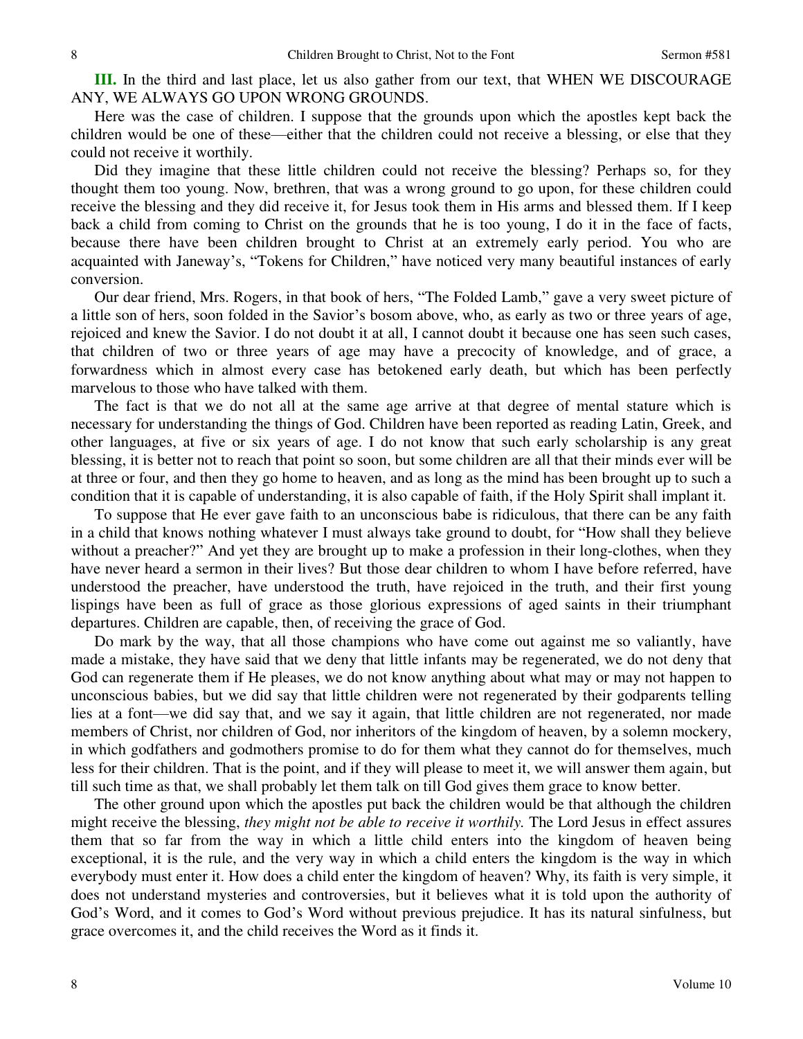**III.** In the third and last place, let us also gather from our text, that WHEN WE DISCOURAGE ANY, WE ALWAYS GO UPON WRONG GROUNDS.

Here was the case of children. I suppose that the grounds upon which the apostles kept back the children would be one of these—either that the children could not receive a blessing, or else that they could not receive it worthily.

Did they imagine that these little children could not receive the blessing? Perhaps so, for they thought them too young. Now, brethren, that was a wrong ground to go upon, for these children could receive the blessing and they did receive it, for Jesus took them in His arms and blessed them. If I keep back a child from coming to Christ on the grounds that he is too young, I do it in the face of facts, because there have been children brought to Christ at an extremely early period. You who are acquainted with Janeway's, "Tokens for Children," have noticed very many beautiful instances of early conversion.

Our dear friend, Mrs. Rogers, in that book of hers, "The Folded Lamb," gave a very sweet picture of a little son of hers, soon folded in the Savior's bosom above, who, as early as two or three years of age, rejoiced and knew the Savior. I do not doubt it at all, I cannot doubt it because one has seen such cases, that children of two or three years of age may have a precocity of knowledge, and of grace, a forwardness which in almost every case has betokened early death, but which has been perfectly marvelous to those who have talked with them.

The fact is that we do not all at the same age arrive at that degree of mental stature which is necessary for understanding the things of God. Children have been reported as reading Latin, Greek, and other languages, at five or six years of age. I do not know that such early scholarship is any great blessing, it is better not to reach that point so soon, but some children are all that their minds ever will be at three or four, and then they go home to heaven, and as long as the mind has been brought up to such a condition that it is capable of understanding, it is also capable of faith, if the Holy Spirit shall implant it.

To suppose that He ever gave faith to an unconscious babe is ridiculous, that there can be any faith in a child that knows nothing whatever I must always take ground to doubt, for "How shall they believe without a preacher?" And yet they are brought up to make a profession in their long-clothes, when they have never heard a sermon in their lives? But those dear children to whom I have before referred, have understood the preacher, have understood the truth, have rejoiced in the truth, and their first young lispings have been as full of grace as those glorious expressions of aged saints in their triumphant departures. Children are capable, then, of receiving the grace of God.

Do mark by the way, that all those champions who have come out against me so valiantly, have made a mistake, they have said that we deny that little infants may be regenerated, we do not deny that God can regenerate them if He pleases, we do not know anything about what may or may not happen to unconscious babies, but we did say that little children were not regenerated by their godparents telling lies at a font—we did say that, and we say it again, that little children are not regenerated, nor made members of Christ, nor children of God, nor inheritors of the kingdom of heaven, by a solemn mockery, in which godfathers and godmothers promise to do for them what they cannot do for themselves, much less for their children. That is the point, and if they will please to meet it, we will answer them again, but till such time as that, we shall probably let them talk on till God gives them grace to know better.

The other ground upon which the apostles put back the children would be that although the children might receive the blessing, *they might not be able to receive it worthily.* The Lord Jesus in effect assures them that so far from the way in which a little child enters into the kingdom of heaven being exceptional, it is the rule, and the very way in which a child enters the kingdom is the way in which everybody must enter it. How does a child enter the kingdom of heaven? Why, its faith is very simple, it does not understand mysteries and controversies, but it believes what it is told upon the authority of God's Word, and it comes to God's Word without previous prejudice. It has its natural sinfulness, but grace overcomes it, and the child receives the Word as it finds it.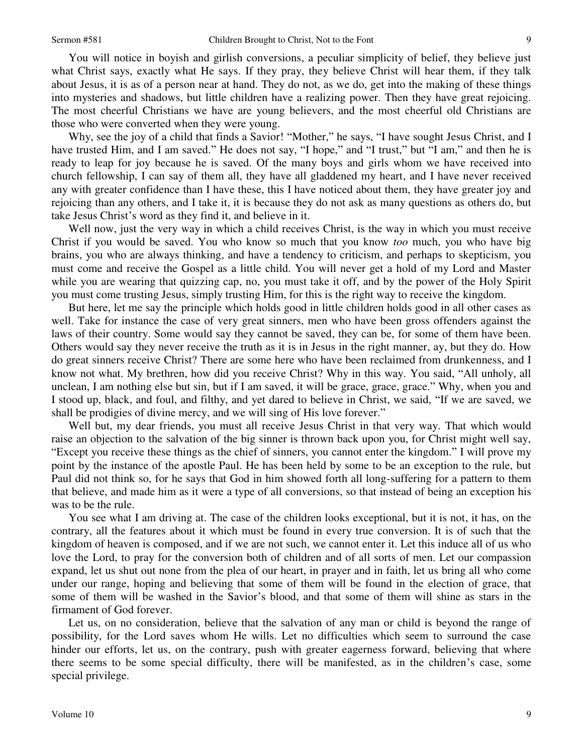You will notice in boyish and girlish conversions, a peculiar simplicity of belief, they believe just what Christ says, exactly what He says. If they pray, they believe Christ will hear them, if they talk about Jesus, it is as of a person near at hand. They do not, as we do, get into the making of these things into mysteries and shadows, but little children have a realizing power. Then they have great rejoicing. The most cheerful Christians we have are young believers, and the most cheerful old Christians are those who were converted when they were young.

Why, see the joy of a child that finds a Savior! "Mother," he says, "I have sought Jesus Christ, and I have trusted Him, and I am saved." He does not say, "I hope," and "I trust," but "I am," and then he is ready to leap for joy because he is saved. Of the many boys and girls whom we have received into church fellowship, I can say of them all, they have all gladdened my heart, and I have never received any with greater confidence than I have these, this I have noticed about them, they have greater joy and rejoicing than any others, and I take it, it is because they do not ask as many questions as others do, but take Jesus Christ's word as they find it, and believe in it.

Well now, just the very way in which a child receives Christ, is the way in which you must receive Christ if you would be saved. You who know so much that you know *too* much, you who have big brains, you who are always thinking, and have a tendency to criticism, and perhaps to skepticism, you must come and receive the Gospel as a little child. You will never get a hold of my Lord and Master while you are wearing that quizzing cap, no, you must take it off, and by the power of the Holy Spirit you must come trusting Jesus, simply trusting Him, for this is the right way to receive the kingdom.

But here, let me say the principle which holds good in little children holds good in all other cases as well. Take for instance the case of very great sinners, men who have been gross offenders against the laws of their country. Some would say they cannot be saved, they can be, for some of them have been. Others would say they never receive the truth as it is in Jesus in the right manner, ay, but they do. How do great sinners receive Christ? There are some here who have been reclaimed from drunkenness, and I know not what. My brethren, how did you receive Christ? Why in this way. You said, "All unholy, all unclean, I am nothing else but sin, but if I am saved, it will be grace, grace, grace." Why, when you and I stood up, black, and foul, and filthy, and yet dared to believe in Christ, we said, "If we are saved, we shall be prodigies of divine mercy, and we will sing of His love forever."

Well but, my dear friends, you must all receive Jesus Christ in that very way. That which would raise an objection to the salvation of the big sinner is thrown back upon you, for Christ might well say, "Except you receive these things as the chief of sinners, you cannot enter the kingdom." I will prove my point by the instance of the apostle Paul. He has been held by some to be an exception to the rule, but Paul did not think so, for he says that God in him showed forth all long-suffering for a pattern to them that believe, and made him as it were a type of all conversions, so that instead of being an exception his was to be the rule.

You see what I am driving at. The case of the children looks exceptional, but it is not, it has, on the contrary, all the features about it which must be found in every true conversion. It is of such that the kingdom of heaven is composed, and if we are not such, we cannot enter it. Let this induce all of us who love the Lord, to pray for the conversion both of children and of all sorts of men. Let our compassion expand, let us shut out none from the plea of our heart, in prayer and in faith, let us bring all who come under our range, hoping and believing that some of them will be found in the election of grace, that some of them will be washed in the Savior's blood, and that some of them will shine as stars in the firmament of God forever.

Let us, on no consideration, believe that the salvation of any man or child is beyond the range of possibility, for the Lord saves whom He wills. Let no difficulties which seem to surround the case hinder our efforts, let us, on the contrary, push with greater eagerness forward, believing that where there seems to be some special difficulty, there will be manifested, as in the children's case, some special privilege.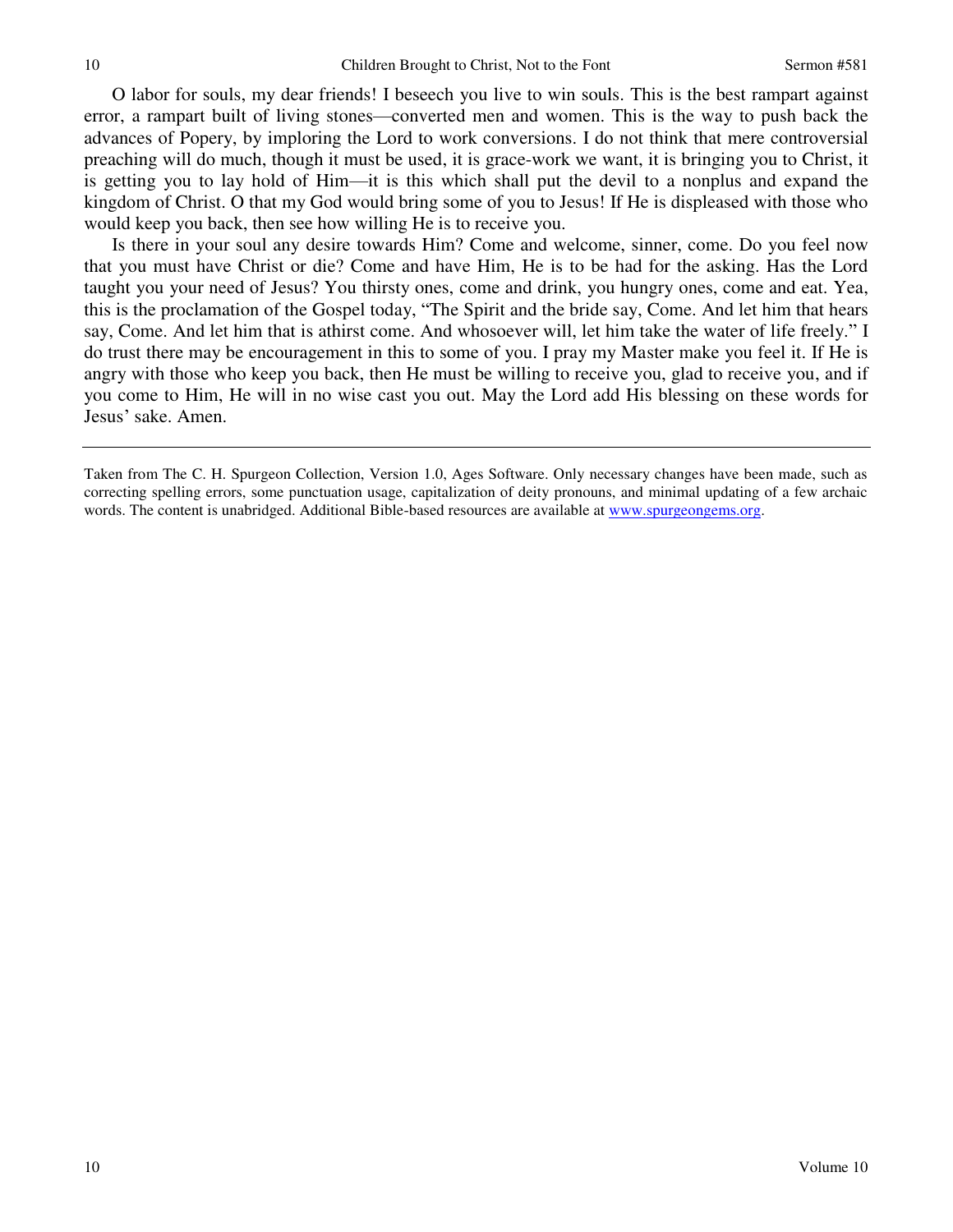O labor for souls, my dear friends! I beseech you live to win souls. This is the best rampart against error, a rampart built of living stones—converted men and women. This is the way to push back the advances of Popery, by imploring the Lord to work conversions. I do not think that mere controversial preaching will do much, though it must be used, it is grace-work we want, it is bringing you to Christ, it is getting you to lay hold of Him—it is this which shall put the devil to a nonplus and expand the kingdom of Christ. O that my God would bring some of you to Jesus! If He is displeased with those who would keep you back, then see how willing He is to receive you.

Is there in your soul any desire towards Him? Come and welcome, sinner, come. Do you feel now that you must have Christ or die? Come and have Him, He is to be had for the asking. Has the Lord taught you your need of Jesus? You thirsty ones, come and drink, you hungry ones, come and eat. Yea, this is the proclamation of the Gospel today, "The Spirit and the bride say, Come. And let him that hears say, Come. And let him that is athirst come. And whosoever will, let him take the water of life freely." I do trust there may be encouragement in this to some of you. I pray my Master make you feel it. If He is angry with those who keep you back, then He must be willing to receive you, glad to receive you, and if you come to Him, He will in no wise cast you out. May the Lord add His blessing on these words for Jesus' sake. Amen.

---

Taken from The C. H. Spurgeon Collection, Version 1.0, Ages Software. Only necessary changes have been made, such as correcting spelling errors, some punctuation usage, capitalization of deity pronouns, and minimal updating of a few archaic words. The content is unabridged. Additional Bible-based resources are available at www.spurgeongems.org.